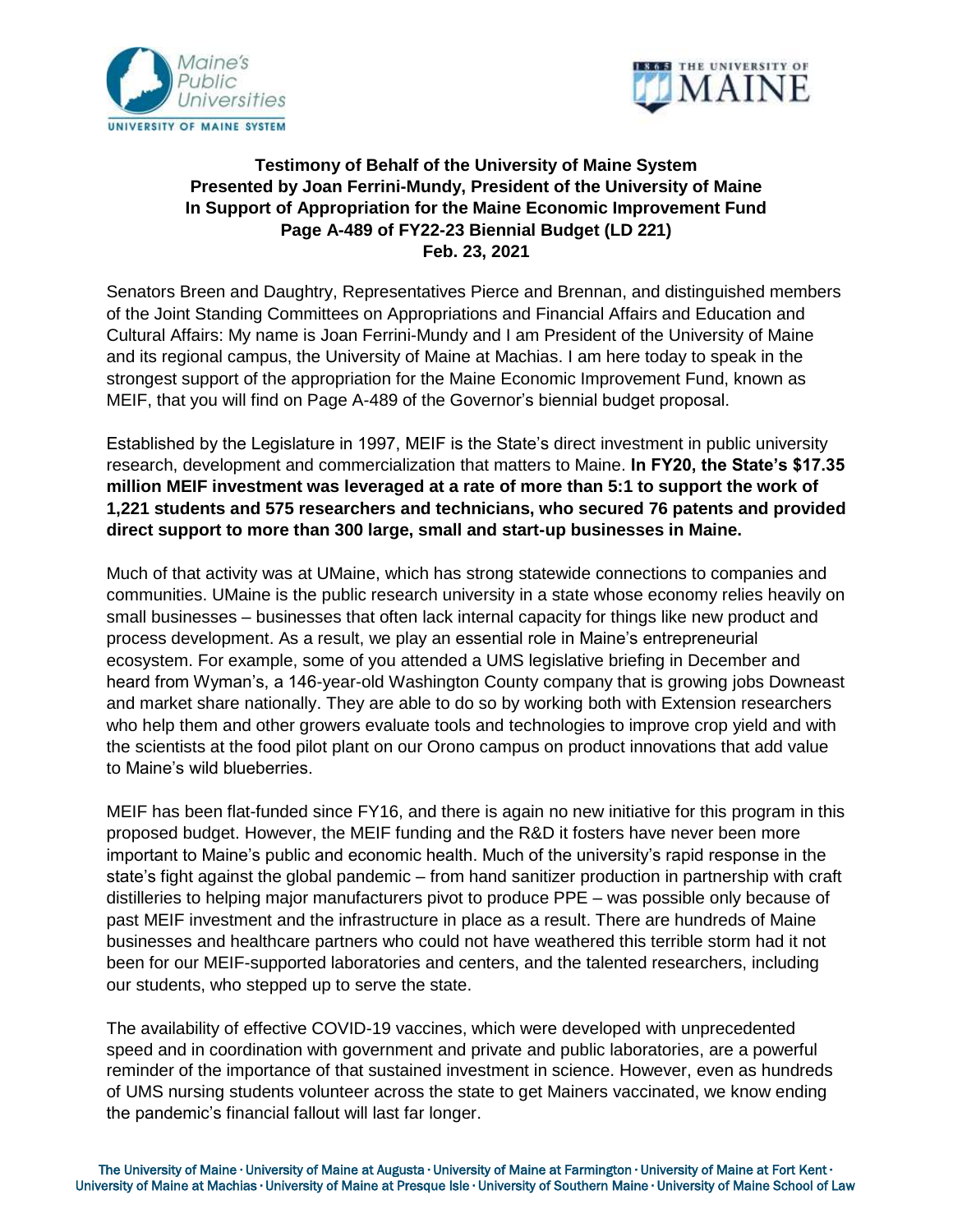**Testimony of Behalf of the University of Maine System**
**Presented by Joan Ferrini-Mundy, President of the University of Maine**
**In Support of Appropriation for the Maine Economic Improvement Fund**
**Page A-489 of FY22-23 Biennial Budget (LD 221)**
**Feb. 23, 2021**

Senators Breen and Daughtry, Representatives Pierce and Brennan, and distinguished members of the Joint Standing Committees on Appropriations and Financial Affairs and Education and Cultural Affairs: My name is Joan Ferrini-Mundy and I am President of the University of Maine and its regional campus, the University of Maine at Machias. I am here today to speak in the strongest support of the appropriation for the Maine Economic Improvement Fund, known as MEIF, that you will find on Page A-489 of the Governor's biennial budget proposal.

Established by the Legislature in 1997, MEIF is the State's direct investment in public university research, development and commercialization that matters to Maine. **In FY20, the State's $17.35 million MEIF investment was leveraged at a rate of more than 5:1 to support the work of 1,221 students and 575 researchers and technicians, who secured 76 patents and provided direct support to more than 300 large, small and start-up businesses in Maine.**

Much of that activity was at UMaine, which has strong statewide connections to companies and communities. UMaine is the public research university in a state whose economy relies heavily on small businesses – businesses that often lack internal capacity for things like new product and process development. As a result, we play an essential role in Maine's entrepreneurial ecosystem. For example, some of you attended a UMS legislative briefing in December and heard from Wyman's, a 146-year-old Washington County company that is growing jobs Downeast and market share nationally. They are able to do so by working both with Extension researchers who help them and other growers evaluate tools and technologies to improve crop yield and with the scientists at the food pilot plant on our Orono campus on product innovations that add value to Maine's wild blueberries.

MEIF has been flat-funded since FY16, and there is again no new initiative for this program in this proposed budget. However, the MEIF funding and the R&D it fosters have never been more important to Maine's public and economic health. Much of the university's rapid response in the state's fight against the global pandemic – from hand sanitizer production in partnership with craft distilleries to helping major manufacturers pivot to produce PPE – was possible only because of past MEIF investment and the infrastructure in place as a result. There are hundreds of Maine businesses and healthcare partners who could not have weathered this terrible storm had it not been for our MEIF-supported laboratories and centers, and the talented researchers, including our students, who stepped up to serve the state.

The availability of effective COVID-19 vaccines, which were developed with unprecedented speed and in coordination with government and private and public laboratories, are a powerful reminder of the importance of that sustained investment in science. However, even as hundreds of UMS nursing students volunteer across the state to get Mainers vaccinated, we know ending the pandemic's financial fallout will last far longer.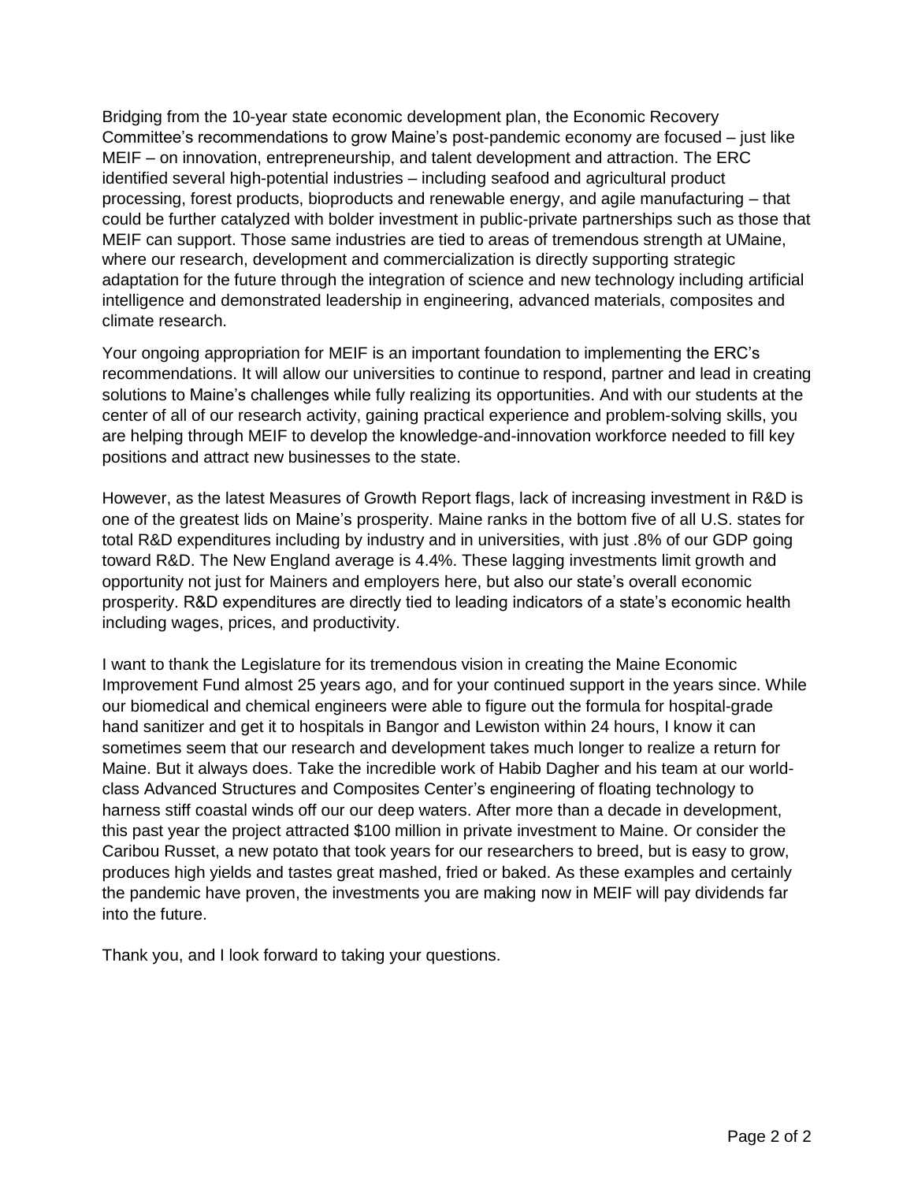Bridging from the 10-year state economic development plan, the Economic Recovery Committee's recommendations to grow Maine's post-pandemic economy are focused – just like MEIF – on innovation, entrepreneurship, and talent development and attraction. The ERC identified several high-potential industries – including seafood and agricultural product processing, forest products, bioproducts and renewable energy, and agile manufacturing – that could be further catalyzed with bolder investment in public-private partnerships such as those that MEIF can support. Those same industries are tied to areas of tremendous strength at UMaine, where our research, development and commercialization is directly supporting strategic adaptation for the future through the integration of science and new technology including artificial intelligence and demonstrated leadership in engineering, advanced materials, composites and climate research.

Your ongoing appropriation for MEIF is an important foundation to implementing the ERC's recommendations. It will allow our universities to continue to respond, partner and lead in creating solutions to Maine's challenges while fully realizing its opportunities. And with our students at the center of all of our research activity, gaining practical experience and problem-solving skills, you are helping through MEIF to develop the knowledge-and-innovation workforce needed to fill key positions and attract new businesses to the state.

However, as the latest Measures of Growth Report flags, lack of increasing investment in R&D is one of the greatest lids on Maine's prosperity. Maine ranks in the bottom five of all U.S. states for total R&D expenditures including by industry and in universities, with just .8% of our GDP going toward R&D. The New England average is 4.4%. These lagging investments limit growth and opportunity not just for Mainers and employers here, but also our state's overall economic prosperity. R&D expenditures are directly tied to leading indicators of a state's economic health including wages, prices, and productivity.

I want to thank the Legislature for its tremendous vision in creating the Maine Economic Improvement Fund almost 25 years ago, and for your continued support in the years since. While our biomedical and chemical engineers were able to figure out the formula for hospital-grade hand sanitizer and get it to hospitals in Bangor and Lewiston within 24 hours, I know it can sometimes seem that our research and development takes much longer to realize a return for Maine. But it always does. Take the incredible work of Habib Dagher and his team at our world-class Advanced Structures and Composites Center's engineering of floating technology to harness stiff coastal winds off our our deep waters. After more than a decade in development, this past year the project attracted $100 million in private investment to Maine. Or consider the Caribou Russet, a new potato that took years for our researchers to breed, but is easy to grow, produces high yields and tastes great mashed, fried or baked. As these examples and certainly the pandemic have proven, the investments you are making now in MEIF will pay dividends far into the future.

Thank you, and I look forward to taking your questions.